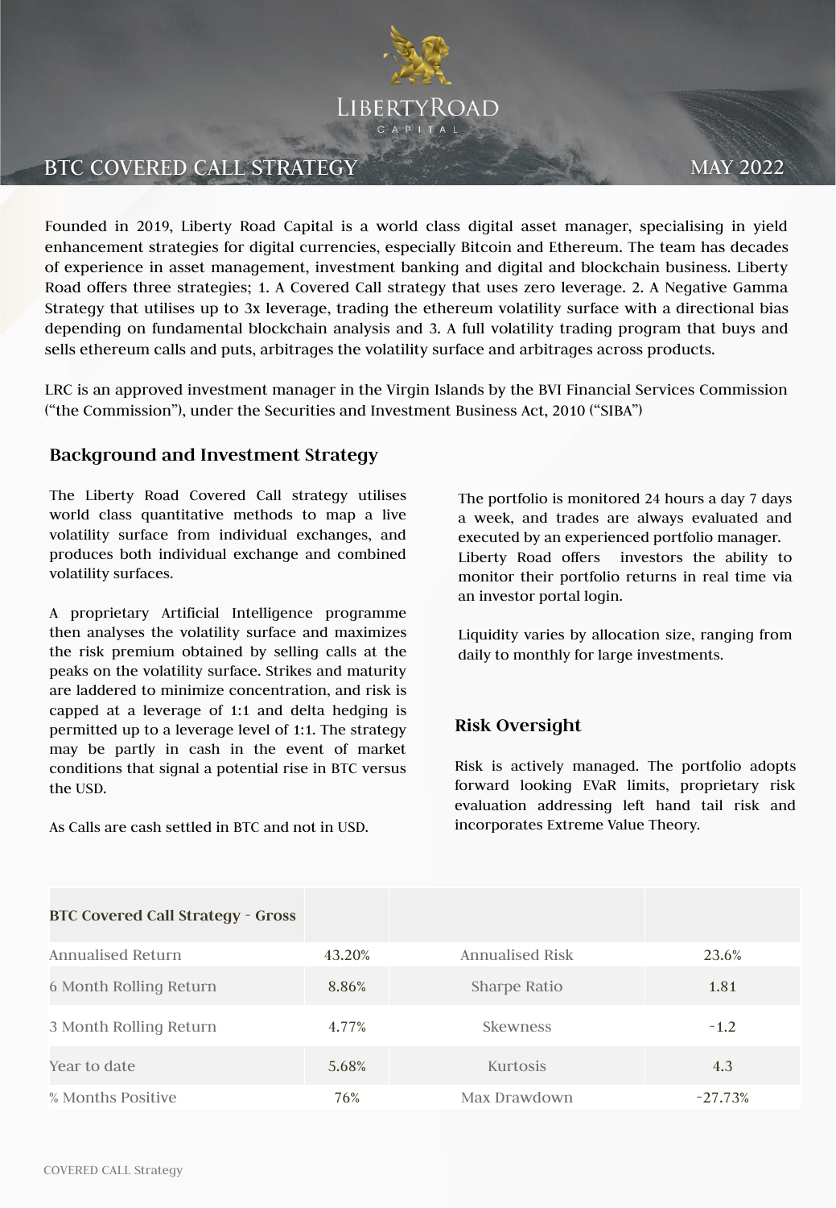# BTC COVERED CALL STRATEGY

MAY 2022

Founded in 2019, Liberty Road Capital is a world class digital asset manager, specialising in yield enhancement strategies for digital currencies, especially Bitcoin and Ethereum. The team has decades of experience in asset management, investment banking and digital and blockchain business. Liberty Road offers three strategies; 1. A Covered Call strategy that uses zero leverage. 2. A Negative Gamma Strategy that utilises up to 3x leverage, trading the ethereum volatility surface with a directional bias depending on fundamental blockchain analysis and 3. A full volatility trading program that buys and sells ethereum calls and puts, arbitrages the volatility surface and arbitrages across products.

LRC is an approved investment manager in the Virgin Islands by the BVI Financial Services Commission ("the Commission"), under the Securities and Investment Business Act, 2010 ("SIBA")

## Background and Investment Strategy

The Liberty Road Covered Call strategy utilises world class quantitative methods to map a live volatility surface from individual exchanges, and produces both individual exchange and combined volatility surfaces.

A proprietary Artificial Intelligence programme then analyses the volatility surface and maximizes the risk premium obtained by selling calls at the peaks on the volatility surface. Strikes and maturity are laddered to minimize concentration, and risk is capped at a leverage of 1:1 and delta hedging is permitted up to a leverage level of 1:1. The strategy may be partly in cash in the event of market conditions that signal a potential rise in BTC versus the USD.

As Calls are cash settled in BTC and not in USD.

The portfolio is monitored 24 hours a day 7 days a week, and trades are always evaluated and executed by an experienced portfolio manager. Liberty Road offers investors the ability to monitor their portfolio returns in real time via an investor portal login.

Liquidity varies by allocation size, ranging from daily to monthly for large investments.

## Risk Oversight

Risk is actively managed. The portfolio adopts forward looking EVaR limits, proprietary risk evaluation addressing left hand tail risk and incorporates Extreme Value Theory.

| BTC Covered Call Strategy - Gross | | | |
|---|---|---|---|
| Annualised Return | 43.20% | Annualised Risk | 23.6% |
| 6 Month Rolling Return | 8.86% | Sharpe Ratio | 1.81 |
| 3 Month Rolling Return | 4.77% | Skewness | -1.2 |
| Year to date | 5.68% | Kurtosis | 4.3 |
| % Months Positive | 76% | Max Drawdown | -27.73% |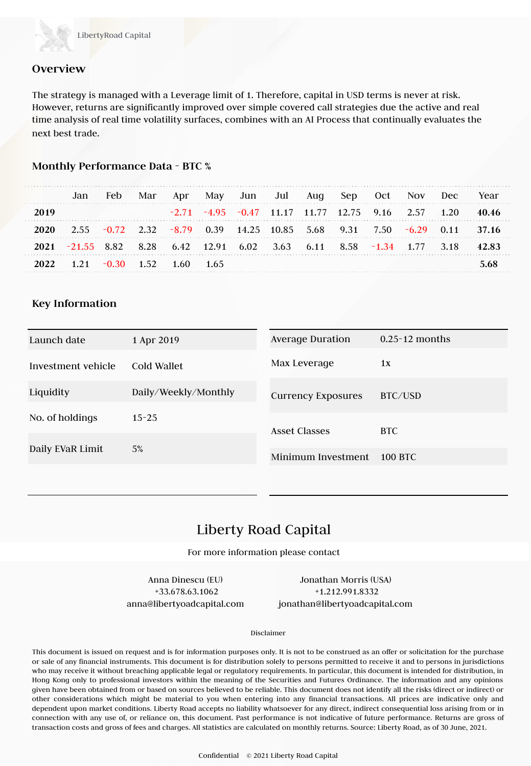LibertyRoad Capital

## Overview

The strategy is managed with a Leverage limit of 1. Therefore, capital in USD terms is never at risk. However, returns are significantly improved over simple covered call strategies due the active and real time analysis of real time volatility surfaces, combines with an AI Process that continually evaluates the next best trade.

### Monthly Performance Data - BTC %

| | Jan | Feb | Mar | Apr | May | Jun | Jul | Aug | Sep | Oct | Nov | Dec | Year |
|---|---|---|---|---|---|---|---|---|---|---|---|---|---|
| **2019** | | | | -2.71 | -4.95 | -0.47 | 11.17 | 11.77 | 12.75 | 9.16 | 2.57 | 1.20 | **40.46** |
| **2020** | 2.55 | -0.72 | 2.32 | -8.79 | 0.39 | 14.25 | 10.85 | 5.68 | 9.31 | 7.50 | -6.29 | 0.11 | **37.16** |
| **2021** | -21.55 | 8.82 | 8.28 | 6.42 | 12.91 | 6.02 | 3.63 | 6.11 | 8.58 | -1.34 | 1.77 | 3.18 | **42.83** |
| **2022** | 1.21 | -0.30 | 1.52 | 1.60 | 1.65 | | | | | | | | **5.68** |

### Key Information

| | |
|---|---|
| Launch date | 1 Apr 2019 |
| Investment vehicle | Cold Wallet |
| Liquidity | Daily/Weekly/Monthly |
| No. of holdings | 15-25 |
| Daily EVaR Limit | 5% |

| | |
|---|---|
| Average Duration | 0.25-12 months |
| Max Leverage | 1x |
| Currency Exposures | BTC/USD |
| Asset Classes | BTC |
| Minimum Investment | 100 BTC |

## Liberty Road Capital

For more information please contact

Anna Dinescu (EU)
+33.678.63.1062
anna@libertyoadcapital.com

Jonathan Morris (USA)
+1.212.991.8332
jonathan@libertyoadcapital.com

Disclaimer

This document is issued on request and is for information purposes only. It is not to be construed as an offer or solicitation for the purchase or sale of any financial instruments. This document is for distribution solely to persons permitted to receive it and to persons in jurisdictions who may receive it without breaching applicable legal or regulatory requirements. In particular, this document is intended for distribution, in Hong Kong only to professional investors within the meaning of the Securities and Futures Ordinance. The information and any opinions given have been obtained from or based on sources believed to be reliable. This document does not identify all the risks (direct or indirect) or other considerations which might be material to you when entering into any financial transactions. All prices are indicative only and dependent upon market conditions. Liberty Road accepts no liability whatsoever for any direct, indirect consequential loss arising from or in connection with any use of, or reliance on, this document. Past performance is not indicative of future performance. Returns are gross of transaction costs and gross of fees and charges. All statistics are calculated on monthly returns. Source: Liberty Road, as of 30 June, 2021.

Confidential © 2021 Liberty Road Capital